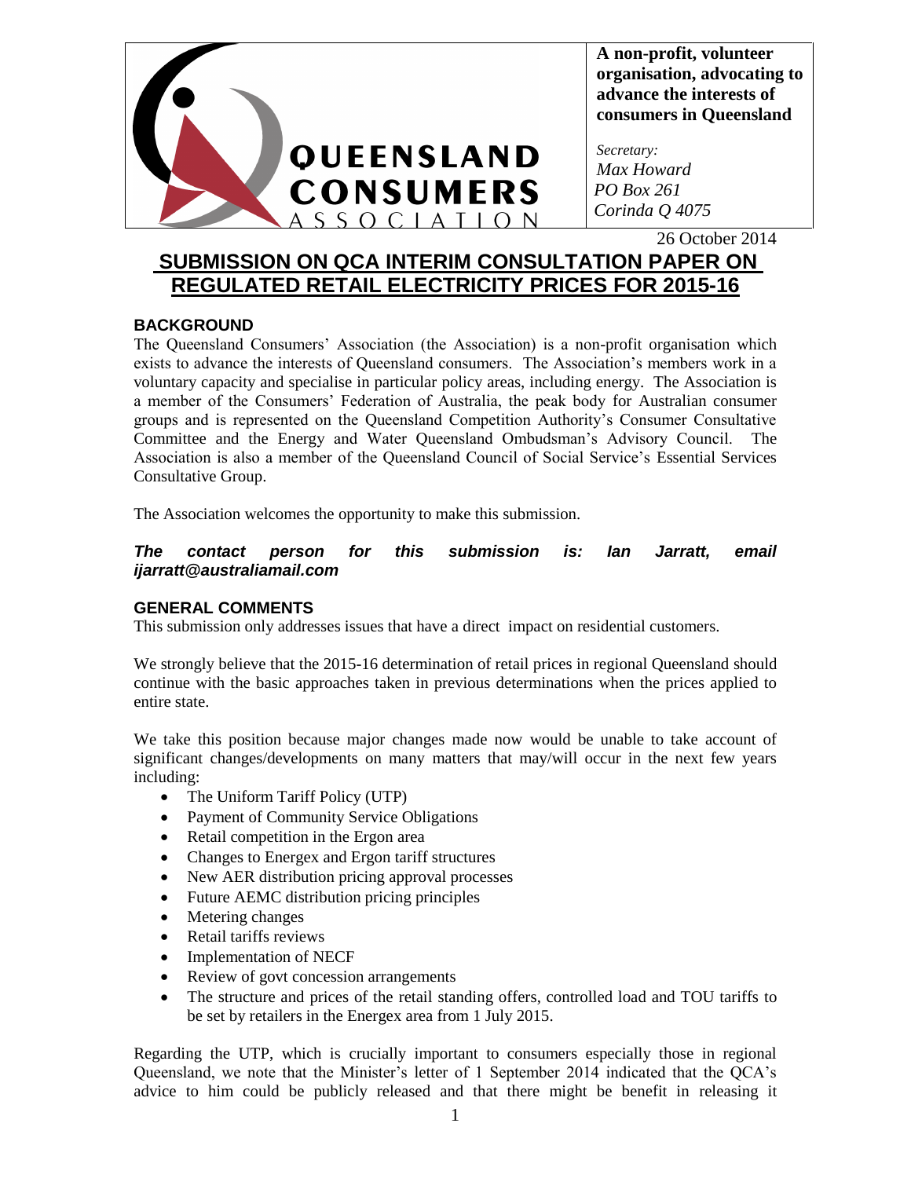QUEENSLAND CONSUMERS ASSOCIATION

**A non-profit, volunteer organisation, advocating to advance the interests of consumers in Queensland**

*Secretary:*
*Max Howard*
*PO Box 261*
*Corinda Q 4075*

26 October 2014

# SUBMISSION ON QCA INTERIM CONSULTATION PAPER ON REGULATED RETAIL ELECTRICITY PRICES FOR 2015-16

## BACKGROUND

The Queensland Consumers' Association (the Association) is a non-profit organisation which exists to advance the interests of Queensland consumers. The Association's members work in a voluntary capacity and specialise in particular policy areas, including energy. The Association is a member of the Consumers' Federation of Australia, the peak body for Australian consumer groups and is represented on the Queensland Competition Authority's Consumer Consultative Committee and the Energy and Water Queensland Ombudsman's Advisory Council. The Association is also a member of the Queensland Council of Social Service's Essential Services Consultative Group.

The Association welcomes the opportunity to make this submission.

***The contact person for this submission is: Ian Jarratt, email ijarratt@australiamail.com***

## GENERAL COMMENTS

This submission only addresses issues that have a direct impact on residential customers.

We strongly believe that the 2015-16 determination of retail prices in regional Queensland should continue with the basic approaches taken in previous determinations when the prices applied to entire state.

We take this position because major changes made now would be unable to take account of significant changes/developments on many matters that may/will occur in the next few years including:

- The Uniform Tariff Policy (UTP)
- Payment of Community Service Obligations
- Retail competition in the Ergon area
- Changes to Energex and Ergon tariff structures
- New AER distribution pricing approval processes
- Future AEMC distribution pricing principles
- Metering changes
- Retail tariffs reviews
- Implementation of NECF
- Review of govt concession arrangements
- The structure and prices of the retail standing offers, controlled load and TOU tariffs to be set by retailers in the Energex area from 1 July 2015.

Regarding the UTP, which is crucially important to consumers especially those in regional Queensland, we note that the Minister's letter of 1 September 2014 indicated that the QCA's advice to him could be publicly released and that there might be benefit in releasing it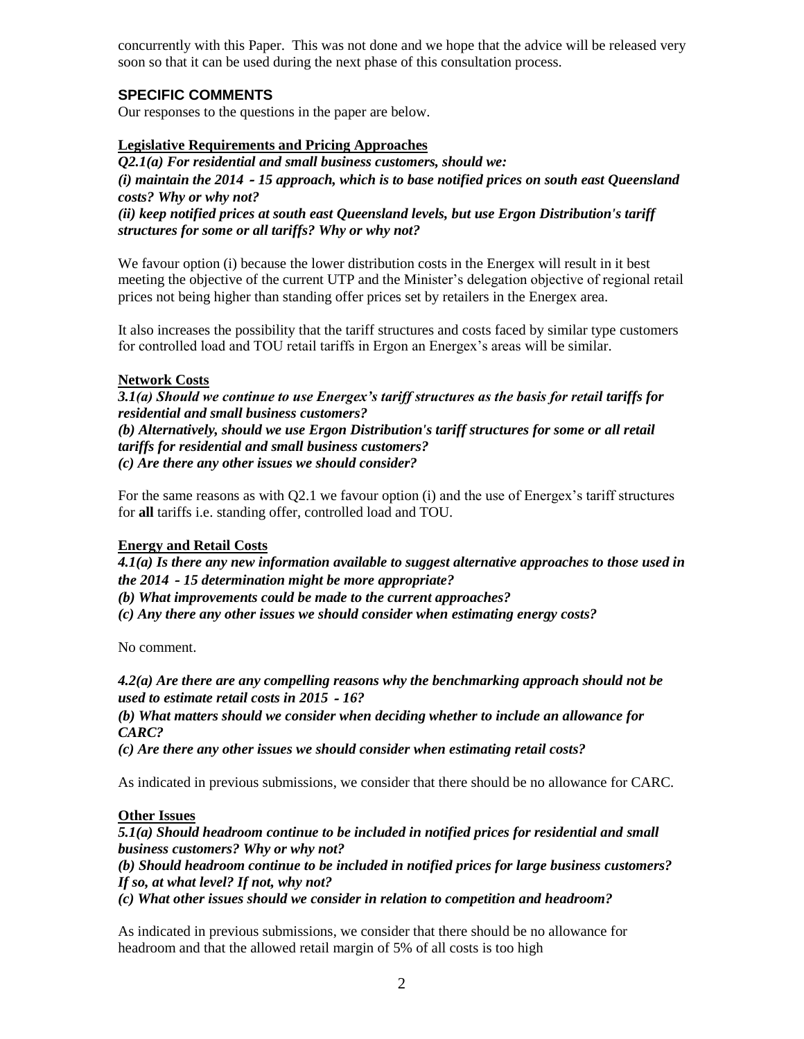concurrently with this Paper. This was not done and we hope that the advice will be released very soon so that it can be used during the next phase of this consultation process.

## SPECIFIC COMMENTS

Our responses to the questions in the paper are below.

### Legislative Requirements and Pricing Approaches

***Q2.1(a) For residential and small business customers, should we:***
***(i) maintain the 2014 - 15 approach, which is to base notified prices on south east Queensland costs? Why or why not?***
***(ii) keep notified prices at south east Queensland levels, but use Ergon Distribution's tariff structures for some or all tariffs? Why or why not?***

We favour option (i) because the lower distribution costs in the Energex will result in it best meeting the objective of the current UTP and the Minister's delegation objective of regional retail prices not being higher than standing offer prices set by retailers in the Energex area.

It also increases the possibility that the tariff structures and costs faced by similar type customers for controlled load and TOU retail tariffs in Ergon an Energex's areas will be similar.

### Network Costs

***3.1(a) Should we continue to use Energex's tariff structures as the basis for retail tariffs for residential and small business customers?***
***(b) Alternatively, should we use Ergon Distribution's tariff structures for some or all retail tariffs for residential and small business customers?***
***(c) Are there any other issues we should consider?***

For the same reasons as with Q2.1 we favour option (i) and the use of Energex's tariff structures for **all** tariffs i.e. standing offer, controlled load and TOU.

### Energy and Retail Costs

***4.1(a) Is there any new information available to suggest alternative approaches to those used in the 2014 - 15 determination might be more appropriate?***
***(b) What improvements could be made to the current approaches?***
***(c) Any there any other issues we should consider when estimating energy costs?***

No comment.

***4.2(a) Are there are any compelling reasons why the benchmarking approach should not be used to estimate retail costs in 2015 - 16?***
***(b) What matters should we consider when deciding whether to include an allowance for CARC?***
***(c) Are there any other issues we should consider when estimating retail costs?***

As indicated in previous submissions, we consider that there should be no allowance for CARC.

### Other Issues

***5.1(a) Should headroom continue to be included in notified prices for residential and small business customers? Why or why not?***
***(b) Should headroom continue to be included in notified prices for large business customers? If so, at what level? If not, why not?***
***(c) What other issues should we consider in relation to competition and headroom?***

As indicated in previous submissions, we consider that there should be no allowance for headroom and that the allowed retail margin of 5% of all costs is too high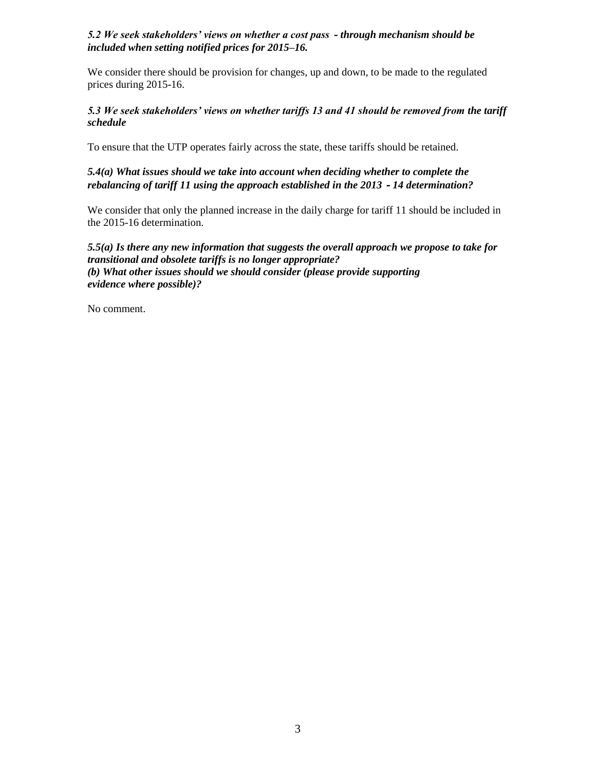***5.2 We seek stakeholders' views on whether a cost pass - through mechanism should be included when setting notified prices for 2015–16.***

We consider there should be provision for changes, up and down, to be made to the regulated prices during 2015-16.

***5.3 We seek stakeholders' views on whether tariffs 13 and 41 should be removed from the tariff schedule***

To ensure that the UTP operates fairly across the state, these tariffs should be retained.

***5.4(a) What issues should we take into account when deciding whether to complete the rebalancing of tariff 11 using the approach established in the 2013 - 14 determination?***

We consider that only the planned increase in the daily charge for tariff 11 should be included in the 2015-16 determination.

***5.5(a) Is there any new information that suggests the overall approach we propose to take for transitional and obsolete tariffs is no longer appropriate?***
***(b) What other issues should we should consider (please provide supporting evidence where possible)?***

No comment.